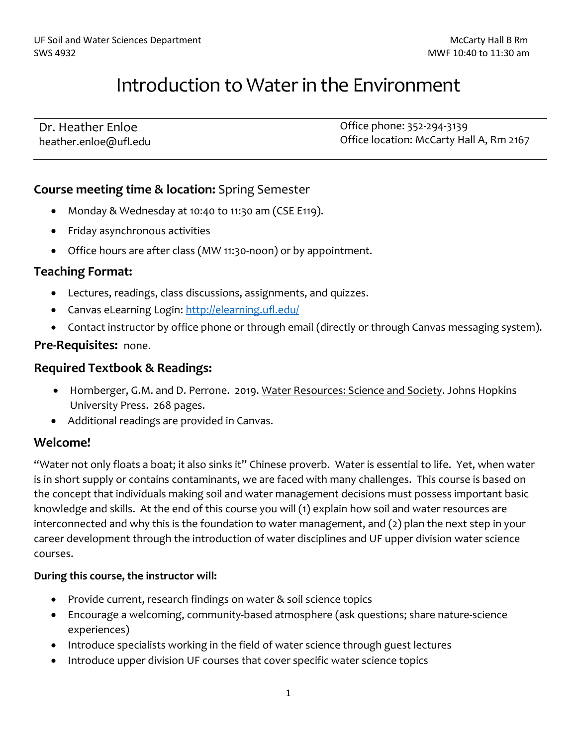UF Soil and Water Sciences Department
SWS 4932

McCarty Hall B Rm
MWF 10:40 to 11:30 am

# Introduction to Water in the Environment

| Dr. Heather Enloe<br>heather.enloe@ufl.edu | Office phone: 352-294-3139<br>Office location: McCarty Hall A, Rm 2167 |
| --- | --- |

## Course meeting time & location: Spring Semester

- Monday & Wednesday at 10:40 to 11:30 am (CSE E119).
- Friday asynchronous activities
- Office hours are after class (MW 11:30-noon) or by appointment.

## Teaching Format:

- Lectures, readings, class discussions, assignments, and quizzes.
- Canvas eLearning Login: [http://elearning.ufl.edu/](http://elearning.ufl.edu/)
- Contact instructor by office phone or through email (directly or through Canvas messaging system).

**Pre-Requisites:** none.

## Required Textbook & Readings:

- Hornberger, G.M. and D. Perrone. 2019. Water Resources: Science and Society. Johns Hopkins University Press. 268 pages.
- Additional readings are provided in Canvas.

## Welcome!

"Water not only floats a boat; it also sinks it" Chinese proverb. Water is essential to life. Yet, when water is in short supply or contains contaminants, we are faced with many challenges. This course is based on the concept that individuals making soil and water management decisions must possess important basic knowledge and skills. At the end of this course you will (1) explain how soil and water resources are interconnected and why this is the foundation to water management, and (2) plan the next step in your career development through the introduction of water disciplines and UF upper division water science courses.

**During this course, the instructor will:**

- Provide current, research findings on water & soil science topics
- Encourage a welcoming, community-based atmosphere (ask questions; share nature-science experiences)
- Introduce specialists working in the field of water science through guest lectures
- Introduce upper division UF courses that cover specific water science topics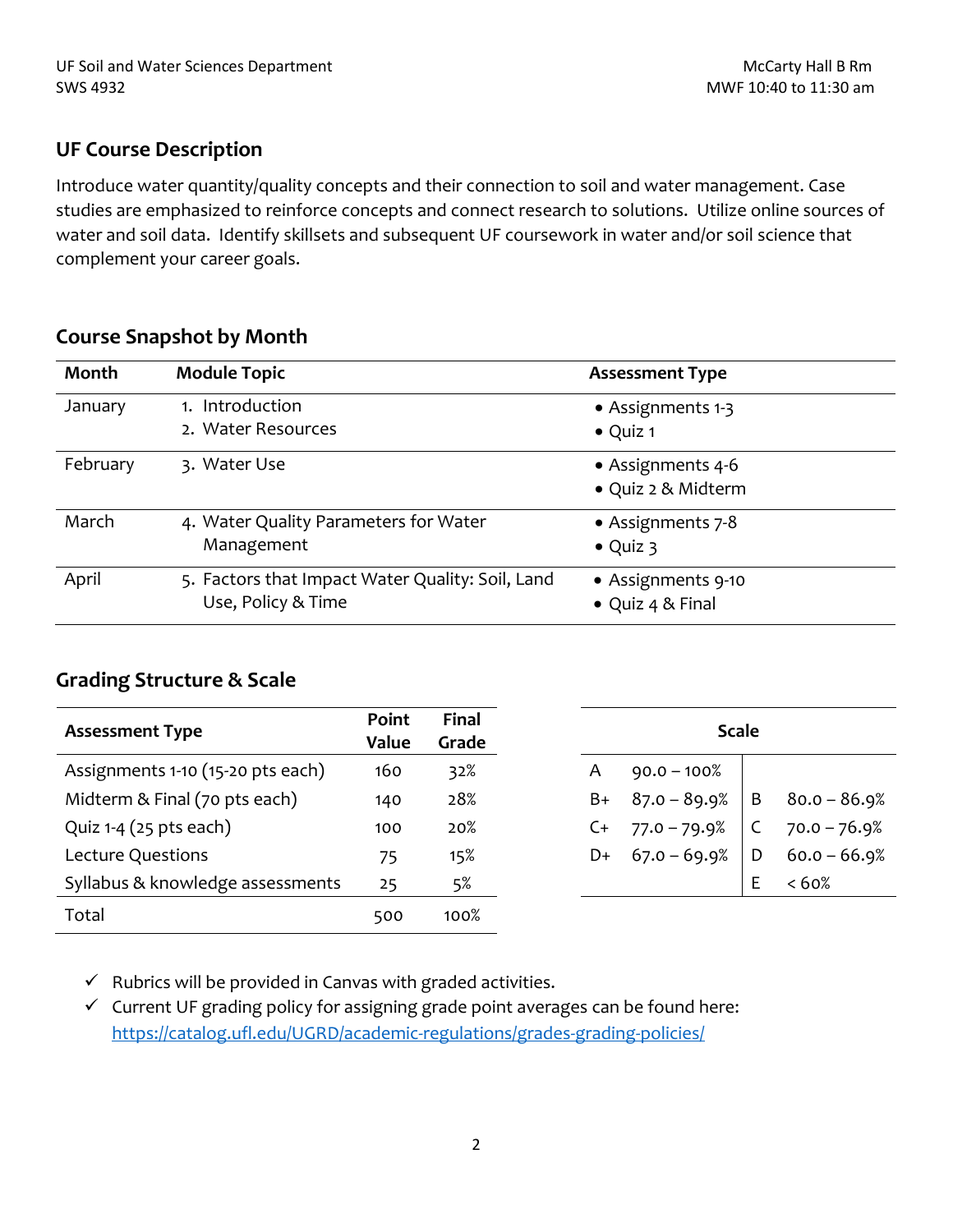UF Soil and Water Sciences Department
SWS 4932

McCarty Hall B Rm
MWF 10:40 to 11:30 am

## UF Course Description

Introduce water quantity/quality concepts and their connection to soil and water management. Case studies are emphasized to reinforce concepts and connect research to solutions. Utilize online sources of water and soil data. Identify skillsets and subsequent UF coursework in water and/or soil science that complement your career goals.

## Course Snapshot by Month

| Month | Module Topic | Assessment Type |
|---|---|---|
| January | 1. Introduction<br>2. Water Resources | • Assignments 1-3<br>• Quiz 1 |
| February | 3. Water Use | • Assignments 4-6<br>• Quiz 2 & Midterm |
| March | 4. Water Quality Parameters for Water Management | • Assignments 7-8<br>• Quiz 3 |
| April | 5. Factors that Impact Water Quality: Soil, Land Use, Policy & Time | • Assignments 9-10<br>• Quiz 4 & Final |

## Grading Structure & Scale

| Assessment Type | Point Value | Final Grade |
|---|---|---|
| Assignments 1-10 (15-20 pts each) | 160 | 32% |
| Midterm & Final (70 pts each) | 140 | 28% |
| Quiz 1-4 (25 pts each) | 100 | 20% |
| Lecture Questions | 75 | 15% |
| Syllabus & knowledge assessments | 25 | 5% |
| Total | 500 | 100% |

| Scale | | | |
|---|---|---|---|
| A | 90.0 – 100% | | |
| B+ | 87.0 – 89.9% | B | 80.0 – 86.9% |
| C+ | 77.0 – 79.9% | C | 70.0 – 76.9% |
| D+ | 67.0 – 69.9% | D | 60.0 – 66.9% |
| | | E | < 60% |

- ✓ Rubrics will be provided in Canvas with graded activities.
- ✓ Current UF grading policy for assigning grade point averages can be found here: https://catalog.ufl.edu/UGRD/academic-regulations/grades-grading-policies/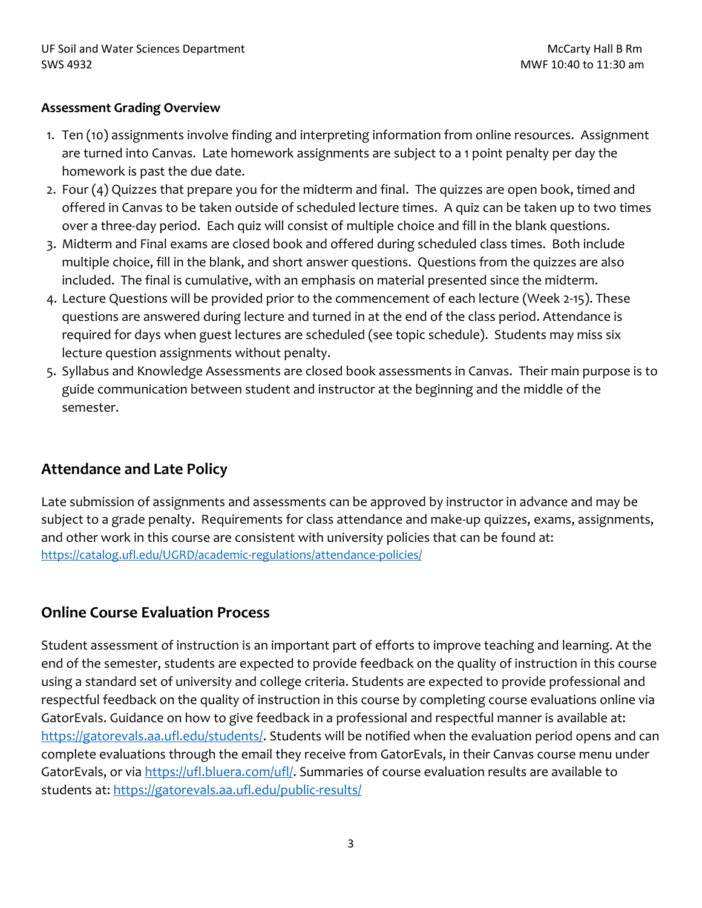**Assessment Grading Overview**

1. Ten (10) assignments involve finding and interpreting information from online resources. Assignment are turned into Canvas. Late homework assignments are subject to a 1 point penalty per day the homework is past the due date.
2. Four (4) Quizzes that prepare you for the midterm and final. The quizzes are open book, timed and offered in Canvas to be taken outside of scheduled lecture times. A quiz can be taken up to two times over a three-day period. Each quiz will consist of multiple choice and fill in the blank questions.
3. Midterm and Final exams are closed book and offered during scheduled class times. Both include multiple choice, fill in the blank, and short answer questions. Questions from the quizzes are also included. The final is cumulative, with an emphasis on material presented since the midterm.
4. Lecture Questions will be provided prior to the commencement of each lecture (Week 2-15). These questions are answered during lecture and turned in at the end of the class period. Attendance is required for days when guest lectures are scheduled (see topic schedule). Students may miss six lecture question assignments without penalty.
5. Syllabus and Knowledge Assessments are closed book assessments in Canvas. Their main purpose is to guide communication between student and instructor at the beginning and the middle of the semester.

## Attendance and Late Policy

Late submission of assignments and assessments can be approved by instructor in advance and may be subject to a grade penalty. Requirements for class attendance and make-up quizzes, exams, assignments, and other work in this course are consistent with university policies that can be found at: https://catalog.ufl.edu/UGRD/academic-regulations/attendance-policies/

## Online Course Evaluation Process

Student assessment of instruction is an important part of efforts to improve teaching and learning. At the end of the semester, students are expected to provide feedback on the quality of instruction in this course using a standard set of university and college criteria. Students are expected to provide professional and respectful feedback on the quality of instruction in this course by completing course evaluations online via GatorEvals. Guidance on how to give feedback in a professional and respectful manner is available at: https://gatorevals.aa.ufl.edu/students/. Students will be notified when the evaluation period opens and can complete evaluations through the email they receive from GatorEvals, in their Canvas course menu under GatorEvals, or via https://ufl.bluera.com/ufl/. Summaries of course evaluation results are available to students at: https://gatorevals.aa.ufl.edu/public-results/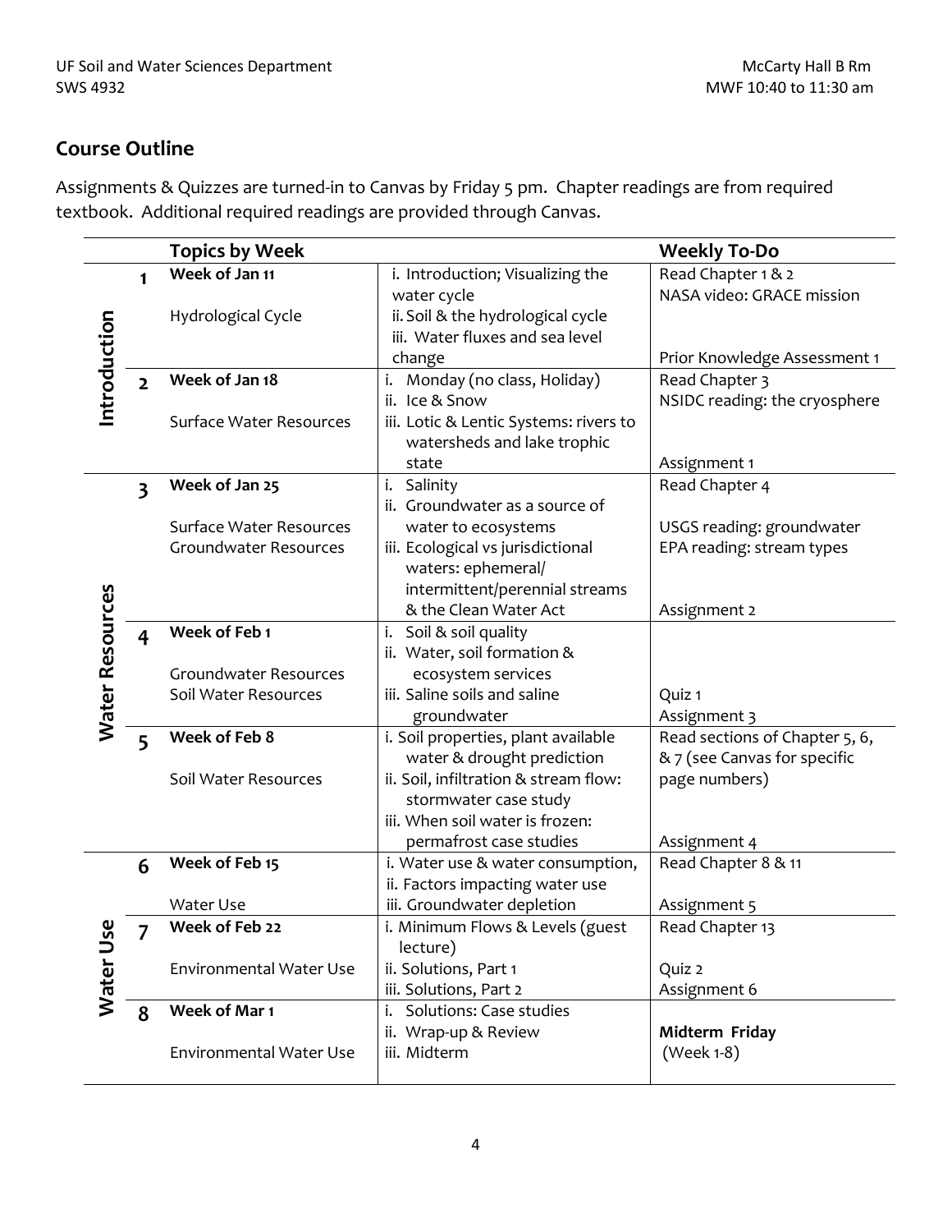## Course Outline

Assignments & Quizzes are turned-in to Canvas by Friday 5 pm. Chapter readings are from required textbook. Additional required readings are provided through Canvas.

| | | Topics by Week | | Weekly To-Do |
|---|---|---|---|---|
| Introduction | 1 | **Week of Jan 11**<br><br>Hydrological Cycle | i. Introduction; Visualizing the water cycle<br>ii. Soil & the hydrological cycle<br>iii. Water fluxes and sea level change | Read Chapter 1 & 2<br>NASA video: GRACE mission<br><br>Prior Knowledge Assessment 1 |
| | 2 | **Week of Jan 18**<br><br>Surface Water Resources | i. Monday (no class, Holiday)<br>ii. Ice & Snow<br>iii. Lotic & Lentic Systems: rivers to watersheds and lake trophic state | Read Chapter 3<br>NSIDC reading: the cryosphere<br><br>Assignment 1 |
| Water Resources | 3 | **Week of Jan 25**<br><br>Surface Water Resources<br>Groundwater Resources | i. Salinity<br>ii. Groundwater as a source of water to ecosystems<br>iii. Ecological vs jurisdictional waters: ephemeral/ intermittent/perennial streams & the Clean Water Act | Read Chapter 4<br><br>USGS reading: groundwater<br>EPA reading: stream types<br><br>Assignment 2 |
| | 4 | **Week of Feb 1**<br><br>Groundwater Resources<br>Soil Water Resources | i. Soil & soil quality<br>ii. Water, soil formation & ecosystem services<br>iii. Saline soils and saline groundwater | <br><br>Quiz 1<br>Assignment 3 |
| | 5 | **Week of Feb 8**<br><br>Soil Water Resources | i. Soil properties, plant available water & drought prediction<br>ii. Soil, infiltration & stream flow: stormwater case study<br>iii. When soil water is frozen: permafrost case studies | Read sections of Chapter 5, 6, & 7 (see Canvas for specific page numbers)<br><br>Assignment 4 |
| Water Use | 6 | **Week of Feb 15**<br><br>Water Use | i. Water use & water consumption,<br>ii. Factors impacting water use<br>iii. Groundwater depletion | Read Chapter 8 & 11<br><br>Assignment 5 |
| | 7 | **Week of Feb 22**<br><br>Environmental Water Use | i. Minimum Flows & Levels (guest lecture)<br>ii. Solutions, Part 1<br>iii. Solutions, Part 2 | Read Chapter 13<br><br>Quiz 2<br>Assignment 6 |
| | 8 | **Week of Mar 1**<br><br>Environmental Water Use | i. Solutions: Case studies<br>ii. Wrap-up & Review<br>iii. Midterm | <br>**Midterm Friday**<br>(Week 1-8) |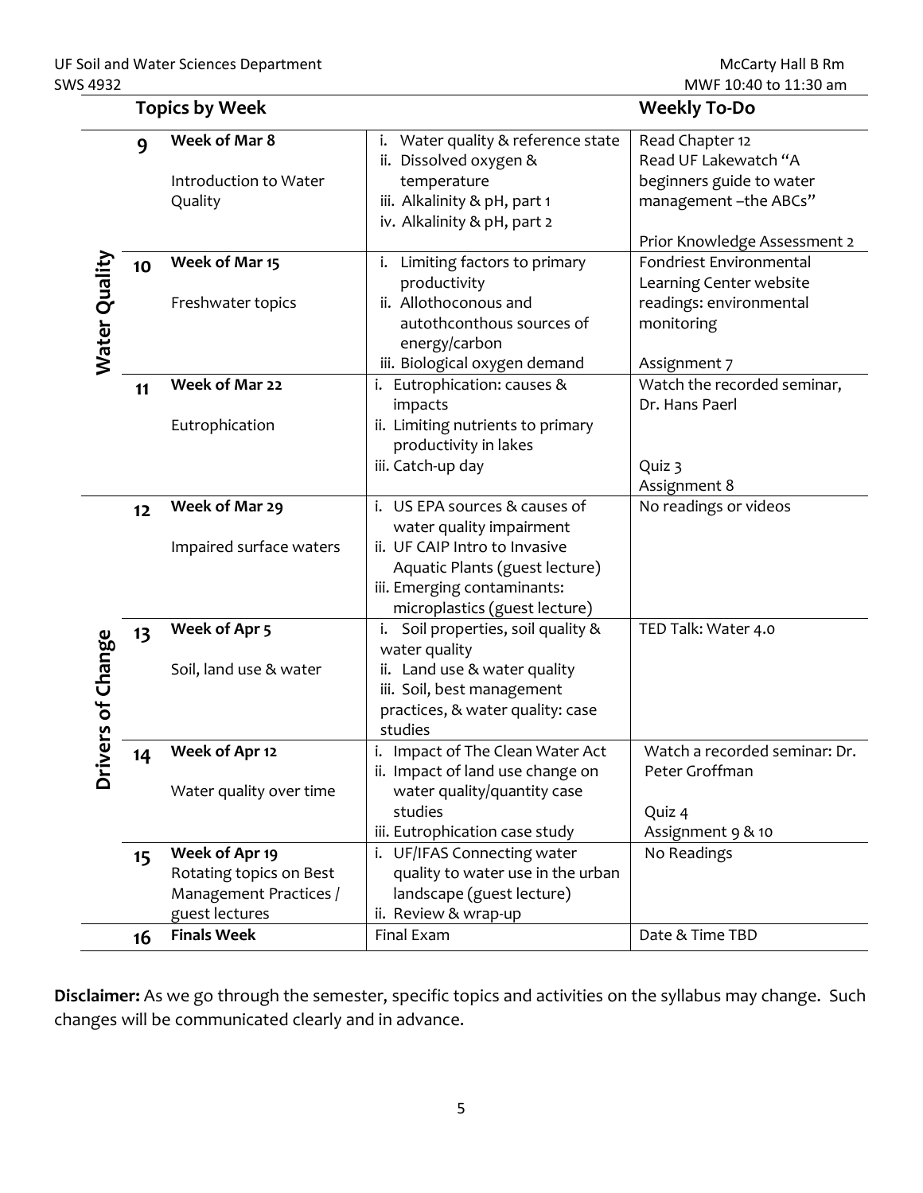| | | Topics by Week | | Weekly To-Do |
|---|---|---|---|---|
| Water Quality | 9 | **Week of Mar 8**<br><br>Introduction to Water Quality | i. Water quality & reference state<br>ii. Dissolved oxygen & temperature<br>iii. Alkalinity & pH, part 1<br>iv. Alkalinity & pH, part 2 | Read Chapter 12<br>Read UF Lakewatch "A beginners guide to water management –the ABCs"<br><br>Prior Knowledge Assessment 2 |
| | 10 | **Week of Mar 15**<br><br>Freshwater topics | i. Limiting factors to primary productivity<br>ii. Allothoconous and autothconthous sources of energy/carbon<br>iii. Biological oxygen demand | Fondriest Environmental Learning Center website readings: environmental monitoring<br><br>Assignment 7 |
| | 11 | **Week of Mar 22**<br><br>Eutrophication | i. Eutrophication: causes & impacts<br>ii. Limiting nutrients to primary productivity in lakes<br>iii. Catch-up day | Watch the recorded seminar, Dr. Hans Paerl<br><br>Quiz 3<br>Assignment 8 |
| Drivers of Change | 12 | **Week of Mar 29**<br><br>Impaired surface waters | i. US EPA sources & causes of water quality impairment<br>ii. UF CAIP Intro to Invasive Aquatic Plants (guest lecture)<br>iii. Emerging contaminants: microplastics (guest lecture) | No readings or videos |
| | 13 | **Week of Apr 5**<br><br>Soil, land use & water | i. Soil properties, soil quality & water quality<br>ii. Land use & water quality<br>iii. Soil, best management practices, & water quality: case studies | TED Talk: Water 4.0 |
| | 14 | **Week of Apr 12**<br><br>Water quality over time | i. Impact of The Clean Water Act<br>ii. Impact of land use change on water quality/quantity case studies<br>iii. Eutrophication case study | Watch a recorded seminar: Dr. Peter Groffman<br><br>Quiz 4<br>Assignment 9 & 10 |
| | 15 | **Week of Apr 19**<br>Rotating topics on Best Management Practices / guest lectures | i. UF/IFAS Connecting water quality to water use in the urban landscape (guest lecture)<br>ii. Review & wrap-up | No Readings |
| | 16 | **Finals Week** | Final Exam | Date & Time TBD |

**Disclaimer:** As we go through the semester, specific topics and activities on the syllabus may change. Such changes will be communicated clearly and in advance.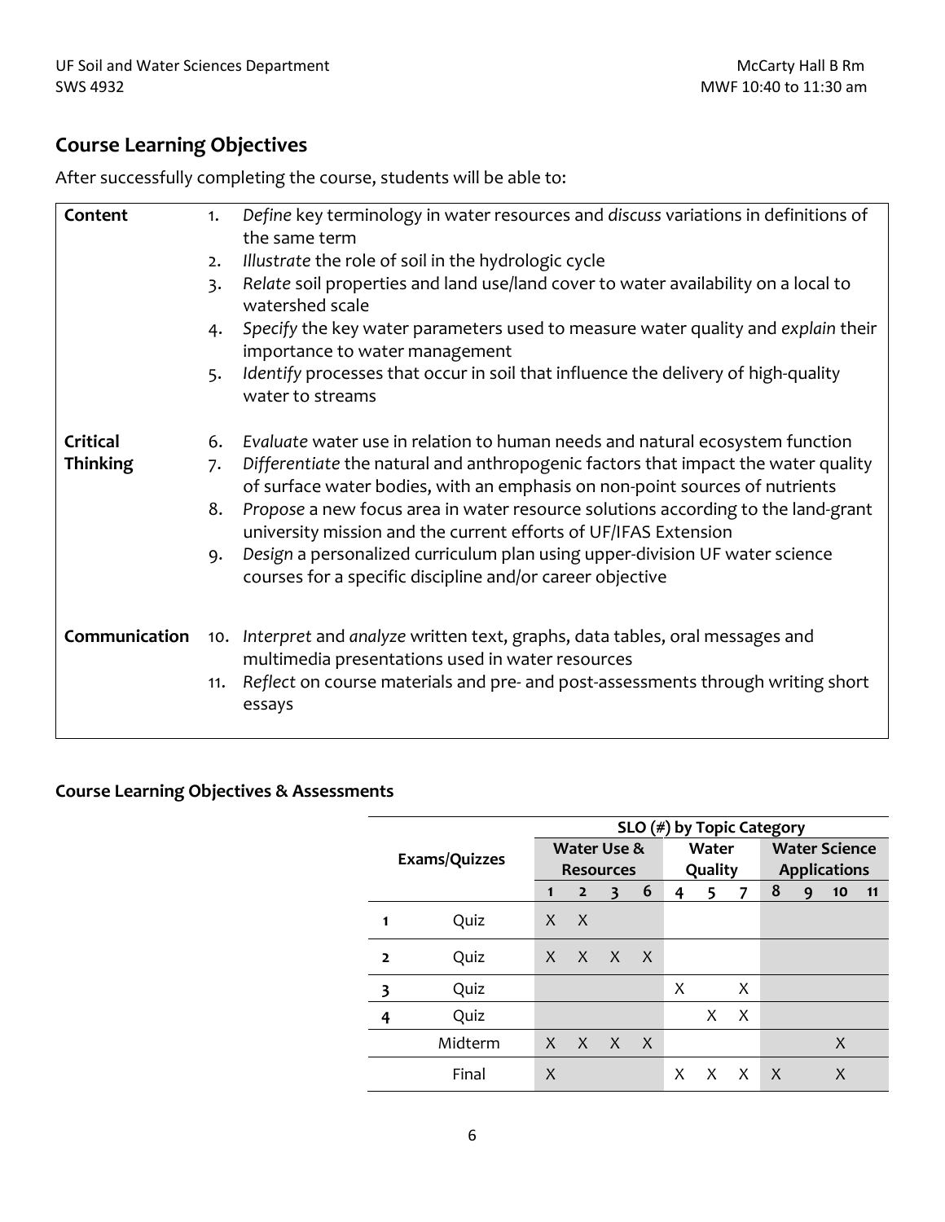## Course Learning Objectives

After successfully completing the course, students will be able to:

| | |
|---|---|
| **Content** | 1. *Define* key terminology in water resources and *discuss* variations in definitions of the same term<br>2. *Illustrate* the role of soil in the hydrologic cycle<br>3. *Relate* soil properties and land use/land cover to water availability on a local to watershed scale<br>4. *Specify* the key water parameters used to measure water quality and *explain* their importance to water management<br>5. *Identify* processes that occur in soil that influence the delivery of high-quality water to streams |
| **Critical Thinking** | 6. *Evaluate* water use in relation to human needs and natural ecosystem function<br>7. *Differentiate* the natural and anthropogenic factors that impact the water quality of surface water bodies, with an emphasis on non-point sources of nutrients<br>8. *Propose* a new focus area in water resource solutions according to the land-grant university mission and the current efforts of UF/IFAS Extension<br>9. *Design* a personalized curriculum plan using upper-division UF water science courses for a specific discipline and/or career objective |
| **Communication** | 10. *Interpret* and *analyze* written text, graphs, data tables, oral messages and multimedia presentations used in water resources<br>11. *Reflect* on course materials and pre- and post-assessments through writing short essays |

### Course Learning Objectives & Assessments

| Exams/Quizzes | | SLO (#) by Topic Category | | | | | | | | | | |
|---|---|---|---|---|---|---|---|---|---|---|---|---|
| | | Water Use & Resources | | | | Water Quality | | | Water Science Applications | | | |
| | | 1 | 2 | 3 | 6 | 4 | 5 | 7 | 8 | 9 | 10 | 11 |
| 1 | Quiz | X | X | | | | | | | | | |
| 2 | Quiz | X | X | X | X | | | | | | | |
| 3 | Quiz | | | | | X | | X | | | | |
| 4 | Quiz | | | | | | X | X | | | | |
| | Midterm | X | X | X | X | | | | | | X | |
| | Final | X | | | | X | X | X | X | | X | |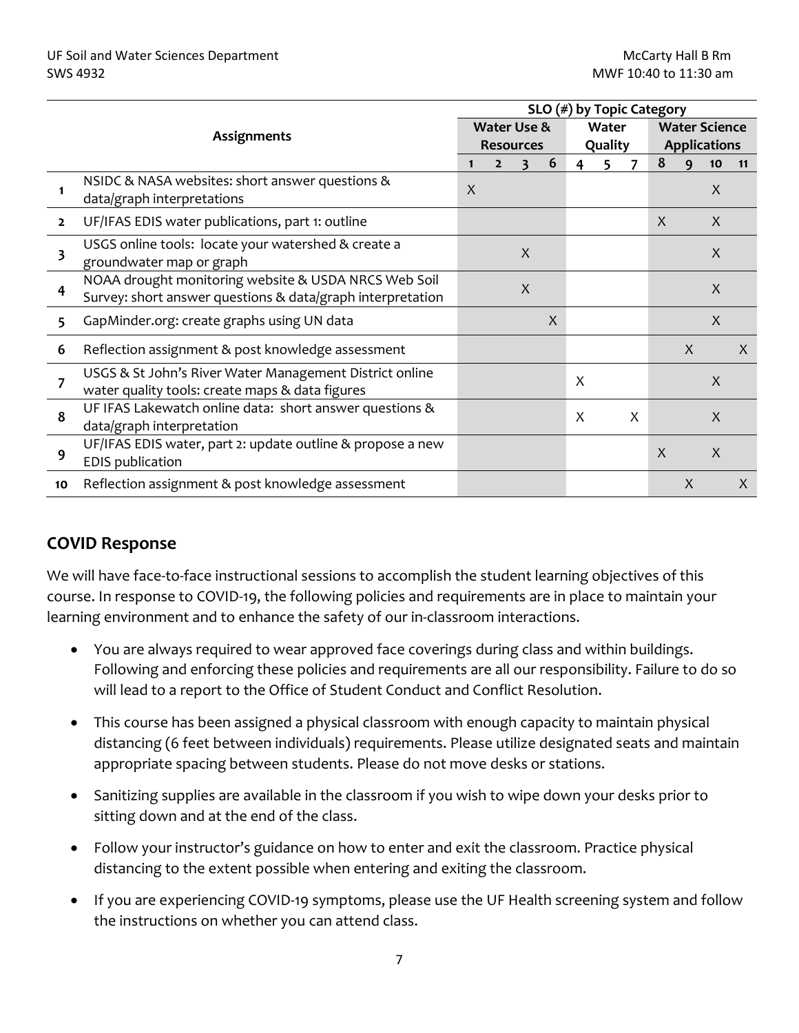| | Assignments | SLO (#) by Topic Category | | | | | | | | | | |
|---|---|---|---|---|---|---|---|---|---|---|---|---|
| | | Water Use & Resources | | | | Water Quality | | | Water Science Applications | | | |
| | | 1 | 2 | 3 | 6 | 4 | 5 | 7 | 8 | 9 | 10 | 11 |
| 1 | NSIDC & NASA websites: short answer questions & data/graph interpretations | X | | | | | | | | | X | |
| 2 | UF/IFAS EDIS water publications, part 1: outline | | | | | | | | X | | X | |
| 3 | USGS online tools: locate your watershed & create a groundwater map or graph | | | X | | | | | | | X | |
| 4 | NOAA drought monitoring website & USDA NRCS Web Soil Survey: short answer questions & data/graph interpretation | | | X | | | | | | | X | |
| 5 | GapMinder.org: create graphs using UN data | | | | X | | | | | | X | |
| 6 | Reflection assignment & post knowledge assessment | | | | | | | | | X | | X |
| 7 | USGS & St John's River Water Management District online water quality tools: create maps & data figures | | | | | X | | | | | X | |
| 8 | UF IFAS Lakewatch online data: short answer questions & data/graph interpretation | | | | | X | | X | | | X | |
| 9 | UF/IFAS EDIS water, part 2: update outline & propose a new EDIS publication | | | | | | | | X | | X | |
| 10 | Reflection assignment & post knowledge assessment | | | | | | | | | X | | X |

## COVID Response

We will have face-to-face instructional sessions to accomplish the student learning objectives of this course. In response to COVID-19, the following policies and requirements are in place to maintain your learning environment and to enhance the safety of our in-classroom interactions.

- You are always required to wear approved face coverings during class and within buildings. Following and enforcing these policies and requirements are all our responsibility. Failure to do so will lead to a report to the Office of Student Conduct and Conflict Resolution.
- This course has been assigned a physical classroom with enough capacity to maintain physical distancing (6 feet between individuals) requirements. Please utilize designated seats and maintain appropriate spacing between students. Please do not move desks or stations.
- Sanitizing supplies are available in the classroom if you wish to wipe down your desks prior to sitting down and at the end of the class.
- Follow your instructor's guidance on how to enter and exit the classroom. Practice physical distancing to the extent possible when entering and exiting the classroom.
- If you are experiencing COVID-19 symptoms, please use the UF Health screening system and follow the instructions on whether you can attend class.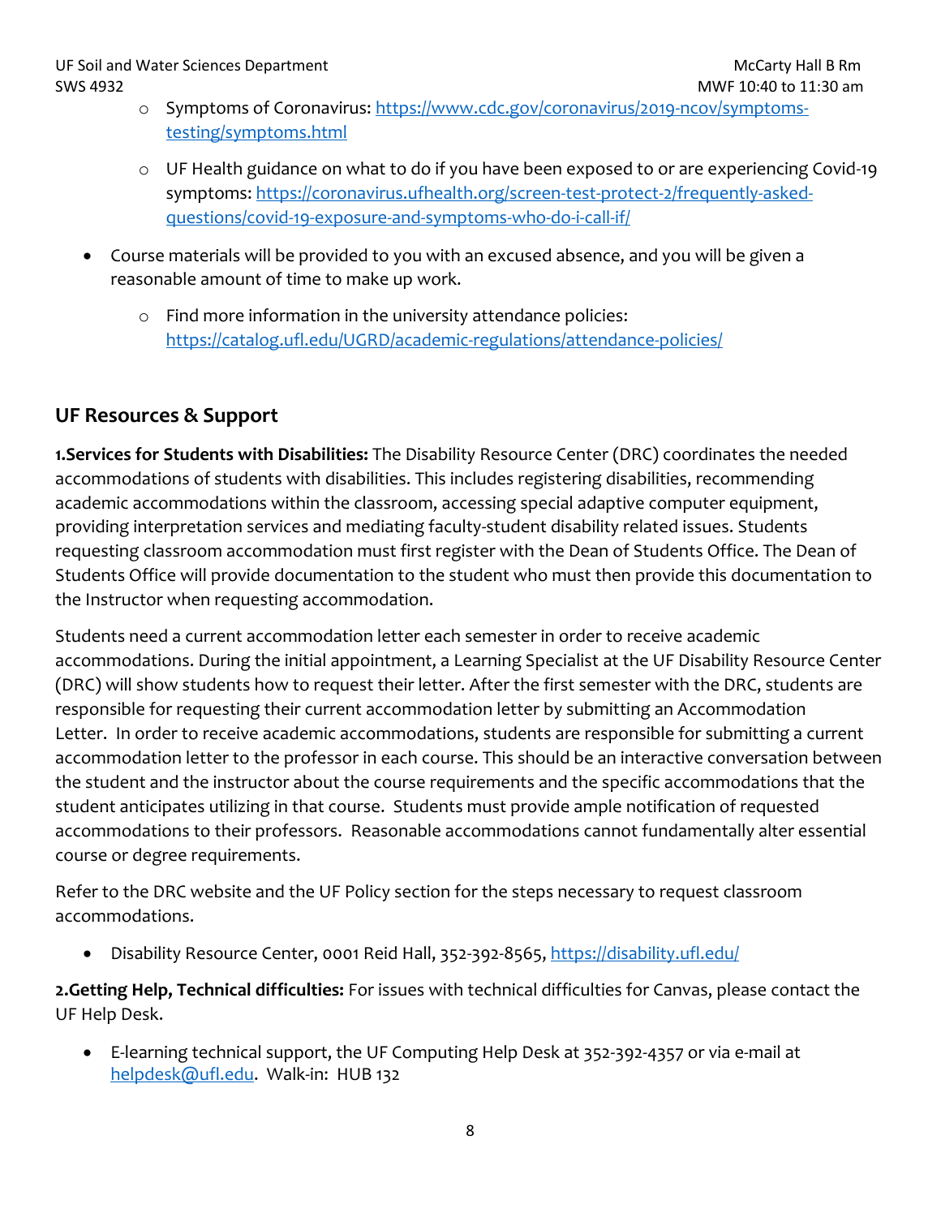- Symptoms of Coronavirus: https://www.cdc.gov/coronavirus/2019-ncov/symptoms-testing/symptoms.html
  - UF Health guidance on what to do if you have been exposed to or are experiencing Covid-19 symptoms: https://coronavirus.ufhealth.org/screen-test-protect-2/frequently-asked-questions/covid-19-exposure-and-symptoms-who-do-i-call-if/

- Course materials will be provided to you with an excused absence, and you will be given a reasonable amount of time to make up work.
  - Find more information in the university attendance policies: https://catalog.ufl.edu/UGRD/academic-regulations/attendance-policies/

## UF Resources & Support

**1.Services for Students with Disabilities:** The Disability Resource Center (DRC) coordinates the needed accommodations of students with disabilities. This includes registering disabilities, recommending academic accommodations within the classroom, accessing special adaptive computer equipment, providing interpretation services and mediating faculty-student disability related issues. Students requesting classroom accommodation must first register with the Dean of Students Office. The Dean of Students Office will provide documentation to the student who must then provide this documentation to the Instructor when requesting accommodation.

Students need a current accommodation letter each semester in order to receive academic accommodations. During the initial appointment, a Learning Specialist at the UF Disability Resource Center (DRC) will show students how to request their letter. After the first semester with the DRC, students are responsible for requesting their current accommodation letter by submitting an Accommodation Letter. In order to receive academic accommodations, students are responsible for submitting a current accommodation letter to the professor in each course. This should be an interactive conversation between the student and the instructor about the course requirements and the specific accommodations that the student anticipates utilizing in that course. Students must provide ample notification of requested accommodations to their professors. Reasonable accommodations cannot fundamentally alter essential course or degree requirements.

Refer to the DRC website and the UF Policy section for the steps necessary to request classroom accommodations.

- Disability Resource Center, 0001 Reid Hall, 352-392-8565, https://disability.ufl.edu/

**2.Getting Help, Technical difficulties:** For issues with technical difficulties for Canvas, please contact the UF Help Desk.

- E-learning technical support, the UF Computing Help Desk at 352-392-4357 or via e-mail at helpdesk@ufl.edu. Walk-in: HUB 132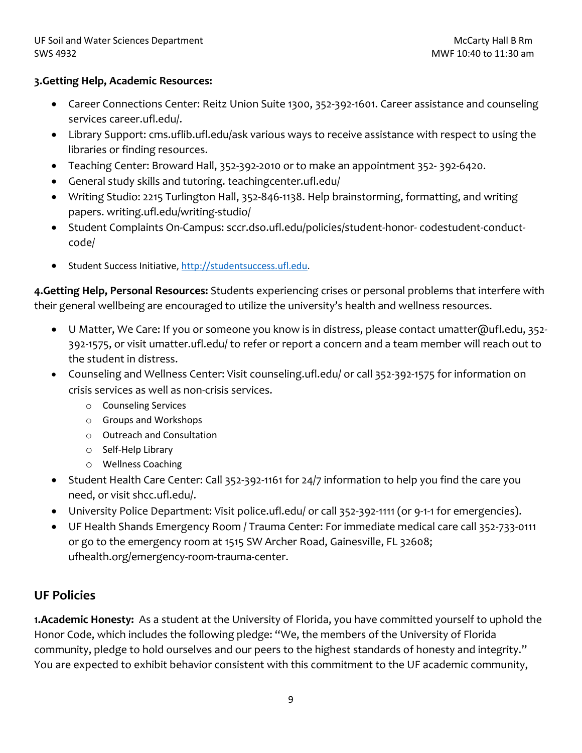**3.Getting Help, Academic Resources:**

- Career Connections Center: Reitz Union Suite 1300, 352-392-1601. Career assistance and counseling services career.ufl.edu/.
- Library Support: cms.uflib.ufl.edu/ask various ways to receive assistance with respect to using the libraries or finding resources.
- Teaching Center: Broward Hall, 352-392-2010 or to make an appointment 352- 392-6420.
- General study skills and tutoring. teachingcenter.ufl.edu/
- Writing Studio: 2215 Turlington Hall, 352-846-1138. Help brainstorming, formatting, and writing papers. writing.ufl.edu/writing-studio/
- Student Complaints On-Campus: sccr.dso.ufl.edu/policies/student-honor- codestudent-conduct-code/
- Student Success Initiative, http://studentsuccess.ufl.edu.

**4.Getting Help, Personal Resources:** Students experiencing crises or personal problems that interfere with their general wellbeing are encouraged to utilize the university's health and wellness resources.

- U Matter, We Care: If you or someone you know is in distress, please contact umatter@ufl.edu, 352-392-1575, or visit umatter.ufl.edu/ to refer or report a concern and a team member will reach out to the student in distress.
- Counseling and Wellness Center: Visit counseling.ufl.edu/ or call 352-392-1575 for information on crisis services as well as non-crisis services.
  - Counseling Services
  - Groups and Workshops
  - Outreach and Consultation
  - Self-Help Library
  - Wellness Coaching
- Student Health Care Center: Call 352-392-1161 for 24/7 information to help you find the care you need, or visit shcc.ufl.edu/.
- University Police Department: Visit police.ufl.edu/ or call 352-392-1111 (or 9-1-1 for emergencies).
- UF Health Shands Emergency Room / Trauma Center: For immediate medical care call 352-733-0111 or go to the emergency room at 1515 SW Archer Road, Gainesville, FL 32608; ufhealth.org/emergency-room-trauma-center.

## UF Policies

**1.Academic Honesty:** As a student at the University of Florida, you have committed yourself to uphold the Honor Code, which includes the following pledge: "We, the members of the University of Florida community, pledge to hold ourselves and our peers to the highest standards of honesty and integrity." You are expected to exhibit behavior consistent with this commitment to the UF academic community,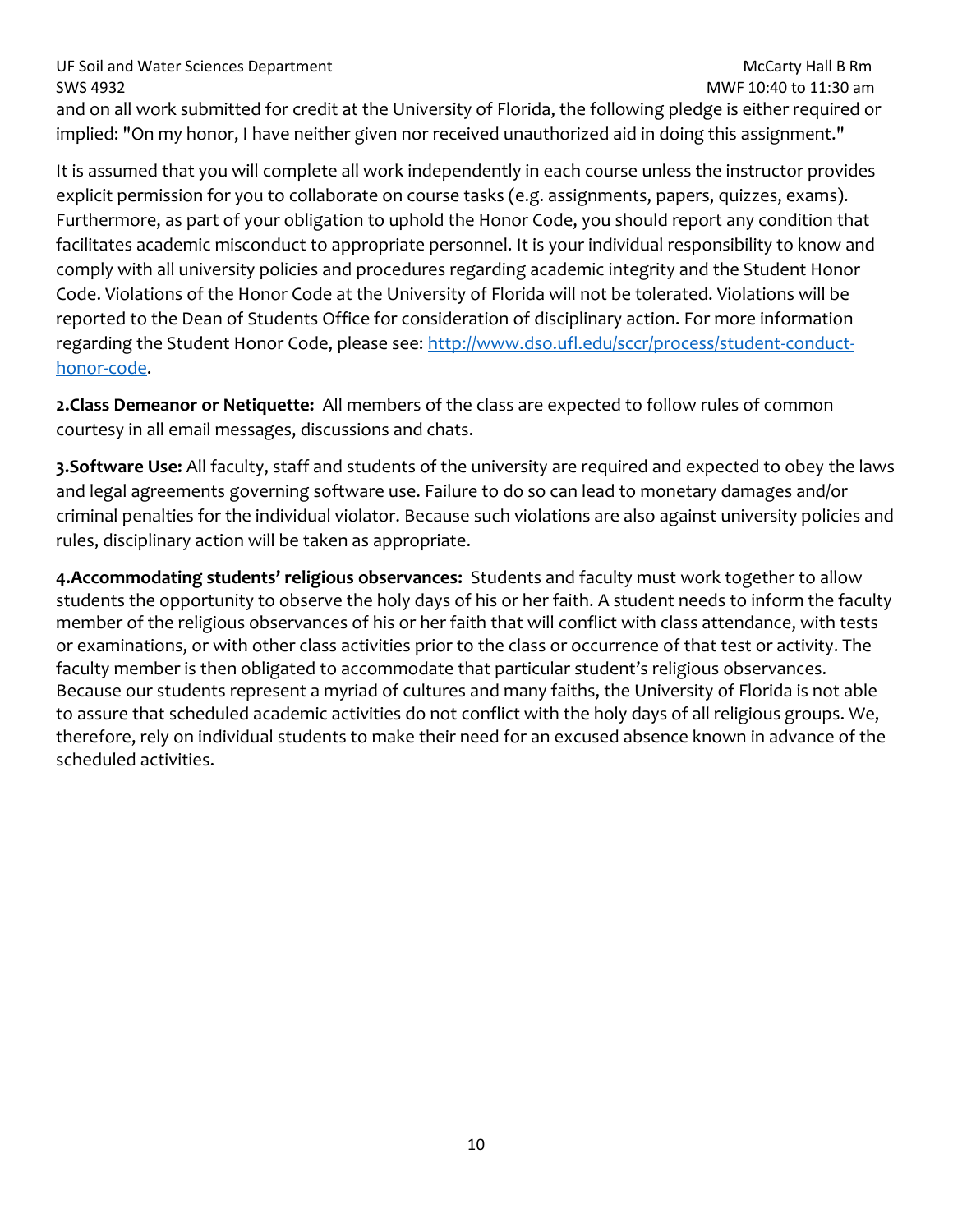and on all work submitted for credit at the University of Florida, the following pledge is either required or implied: "On my honor, I have neither given nor received unauthorized aid in doing this assignment."

It is assumed that you will complete all work independently in each course unless the instructor provides explicit permission for you to collaborate on course tasks (e.g. assignments, papers, quizzes, exams). Furthermore, as part of your obligation to uphold the Honor Code, you should report any condition that facilitates academic misconduct to appropriate personnel. It is your individual responsibility to know and comply with all university policies and procedures regarding academic integrity and the Student Honor Code. Violations of the Honor Code at the University of Florida will not be tolerated. Violations will be reported to the Dean of Students Office for consideration of disciplinary action. For more information regarding the Student Honor Code, please see: [http://www.dso.ufl.edu/sccr/process/student-conduct-honor-code](http://www.dso.ufl.edu/sccr/process/student-conduct-honor-code).

**2.Class Demeanor or Netiquette:** All members of the class are expected to follow rules of common courtesy in all email messages, discussions and chats.

**3.Software Use:** All faculty, staff and students of the university are required and expected to obey the laws and legal agreements governing software use. Failure to do so can lead to monetary damages and/or criminal penalties for the individual violator. Because such violations are also against university policies and rules, disciplinary action will be taken as appropriate.

**4.Accommodating students' religious observances:** Students and faculty must work together to allow students the opportunity to observe the holy days of his or her faith. A student needs to inform the faculty member of the religious observances of his or her faith that will conflict with class attendance, with tests or examinations, or with other class activities prior to the class or occurrence of that test or activity. The faculty member is then obligated to accommodate that particular student's religious observances. Because our students represent a myriad of cultures and many faiths, the University of Florida is not able to assure that scheduled academic activities do not conflict with the holy days of all religious groups. We, therefore, rely on individual students to make their need for an excused absence known in advance of the scheduled activities.